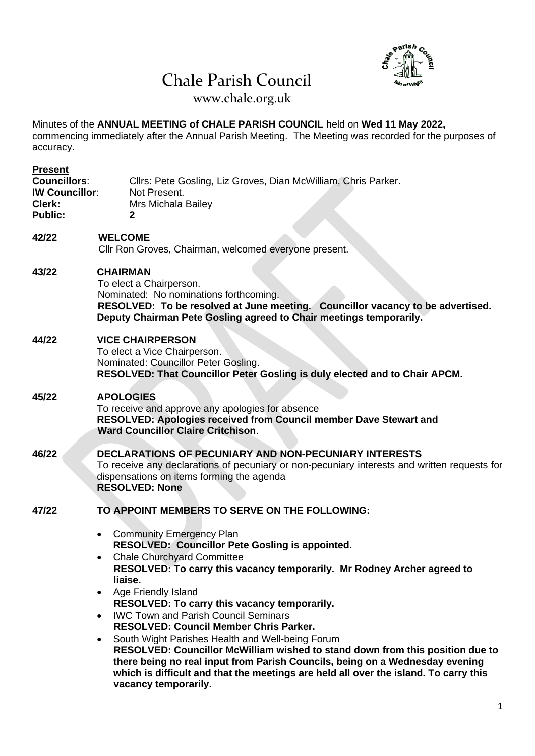# Chale Parish Council

www.chale.org.uk

Minutes of the **ANNUAL MEETING of CHALE PARISH COUNCIL** held on **Wed 11 May 2022,** commencing immediately after the Annual Parish Meeting. The Meeting was recorded for the purposes of accuracy.

**Present**

**Councillors**: Cllrs: Pete Gosling, Liz Groves, Dian McWilliam, Chris Parker.
**IW Councillor**: Not Present.
**Clerk:** Mrs Michala Bailey
**Public:** **2**

**42/22 WELCOME**

Cllr Ron Groves, Chairman, welcomed everyone present.

**43/22 CHAIRMAN**

To elect a Chairperson.
Nominated: No nominations forthcoming.
**RESOLVED: To be resolved at June meeting. Councillor vacancy to be advertised. Deputy Chairman Pete Gosling agreed to Chair meetings temporarily.**

**44/22 VICE CHAIRPERSON**

To elect a Vice Chairperson.
Nominated: Councillor Peter Gosling.
**RESOLVED: That Councillor Peter Gosling is duly elected and to Chair APCM.**

**45/22 APOLOGIES**

To receive and approve any apologies for absence
**RESOLVED: Apologies received from Council member Dave Stewart and Ward Councillor Claire Critchison**.

**46/22 DECLARATIONS OF PECUNIARY AND NON-PECUNIARY INTERESTS**

To receive any declarations of pecuniary or non-pecuniary interests and written requests for dispensations on items forming the agenda
**RESOLVED: None**

**47/22 TO APPOINT MEMBERS TO SERVE ON THE FOLLOWING:**

- Community Emergency Plan
  **RESOLVED: Councillor Pete Gosling is appointed**.
- Chale Churchyard Committee
  **RESOLVED: To carry this vacancy temporarily. Mr Rodney Archer agreed to liaise.**
- Age Friendly Island
  **RESOLVED: To carry this vacancy temporarily.**
- IWC Town and Parish Council Seminars
  **RESOLVED: Council Member Chris Parker.**
- South Wight Parishes Health and Well-being Forum
  **RESOLVED: Councillor McWilliam wished to stand down from this position due to there being no real input from Parish Councils, being on a Wednesday evening which is difficult and that the meetings are held all over the island. To carry this vacancy temporarily.**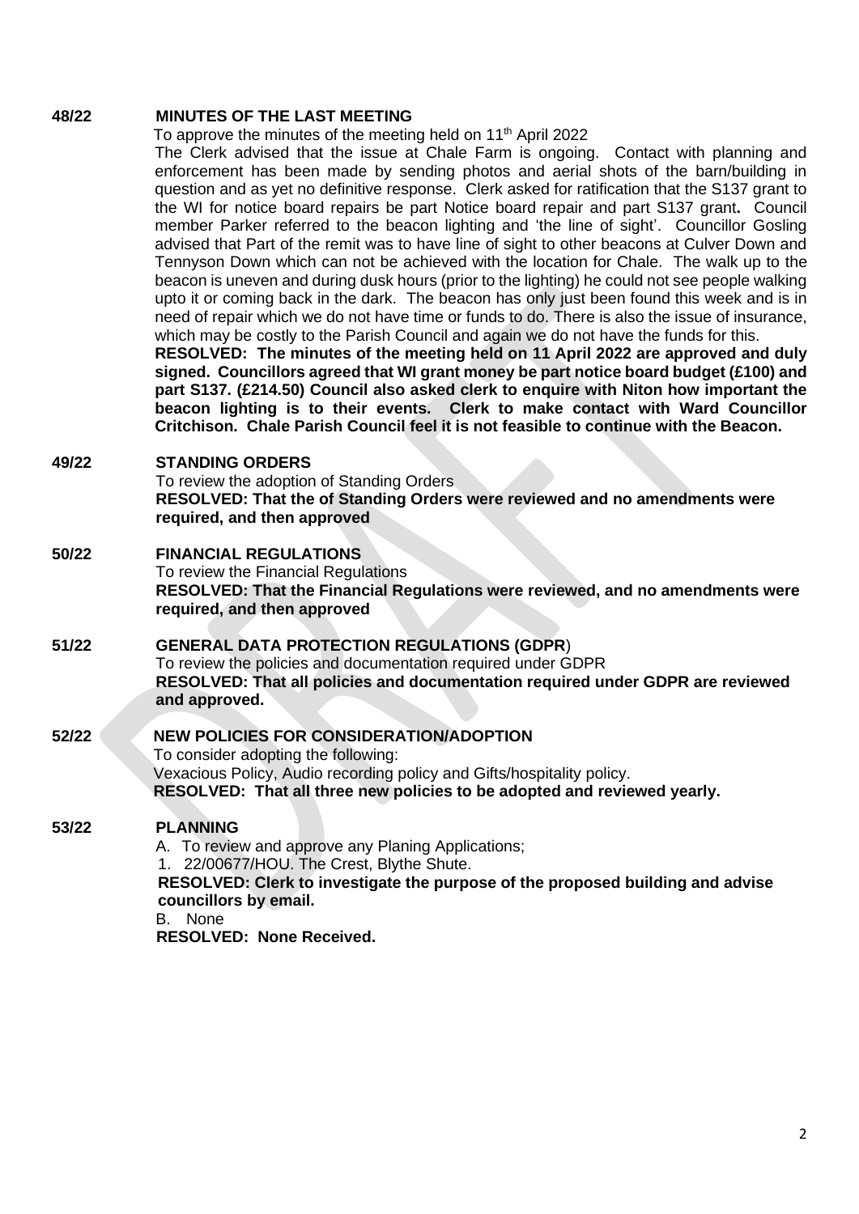**48/22 MINUTES OF THE LAST MEETING**

To approve the minutes of the meeting held on 11th April 2022

The Clerk advised that the issue at Chale Farm is ongoing. Contact with planning and enforcement has been made by sending photos and aerial shots of the barn/building in question and as yet no definitive response. Clerk asked for ratification that the S137 grant to the WI for notice board repairs be part Notice board repair and part S137 grant**.** Council member Parker referred to the beacon lighting and 'the line of sight'. Councillor Gosling advised that Part of the remit was to have line of sight to other beacons at Culver Down and Tennyson Down which can not be achieved with the location for Chale. The walk up to the beacon is uneven and during dusk hours (prior to the lighting) he could not see people walking upto it or coming back in the dark. The beacon has only just been found this week and is in need of repair which we do not have time or funds to do. There is also the issue of insurance, which may be costly to the Parish Council and again we do not have the funds for this.

**RESOLVED: The minutes of the meeting held on 11 April 2022 are approved and duly signed. Councillors agreed that WI grant money be part notice board budget (£100) and part S137. (£214.50) Council also asked clerk to enquire with Niton how important the beacon lighting is to their events. Clerk to make contact with Ward Councillor Critchison. Chale Parish Council feel it is not feasible to continue with the Beacon.**

**49/22 STANDING ORDERS**

To review the adoption of Standing Orders

**RESOLVED: That the of Standing Orders were reviewed and no amendments were required, and then approved**

**50/22 FINANCIAL REGULATIONS**

To review the Financial Regulations

**RESOLVED: That the Financial Regulations were reviewed, and no amendments were required, and then approved**

**51/22 GENERAL DATA PROTECTION REGULATIONS (GDPR)**

To review the policies and documentation required under GDPR

**RESOLVED: That all policies and documentation required under GDPR are reviewed and approved.**

**52/22 NEW POLICIES FOR CONSIDERATION/ADOPTION**

To consider adopting the following:

Vexacious Policy, Audio recording policy and Gifts/hospitality policy.

**RESOLVED: That all three new policies to be adopted and reviewed yearly.**

**53/22 PLANNING**

A. To review and approve any Planing Applications;

1. 22/00677/HOU. The Crest, Blythe Shute.

**RESOLVED: Clerk to investigate the purpose of the proposed building and advise councillors by email.**

B. None

**RESOLVED: None Received.**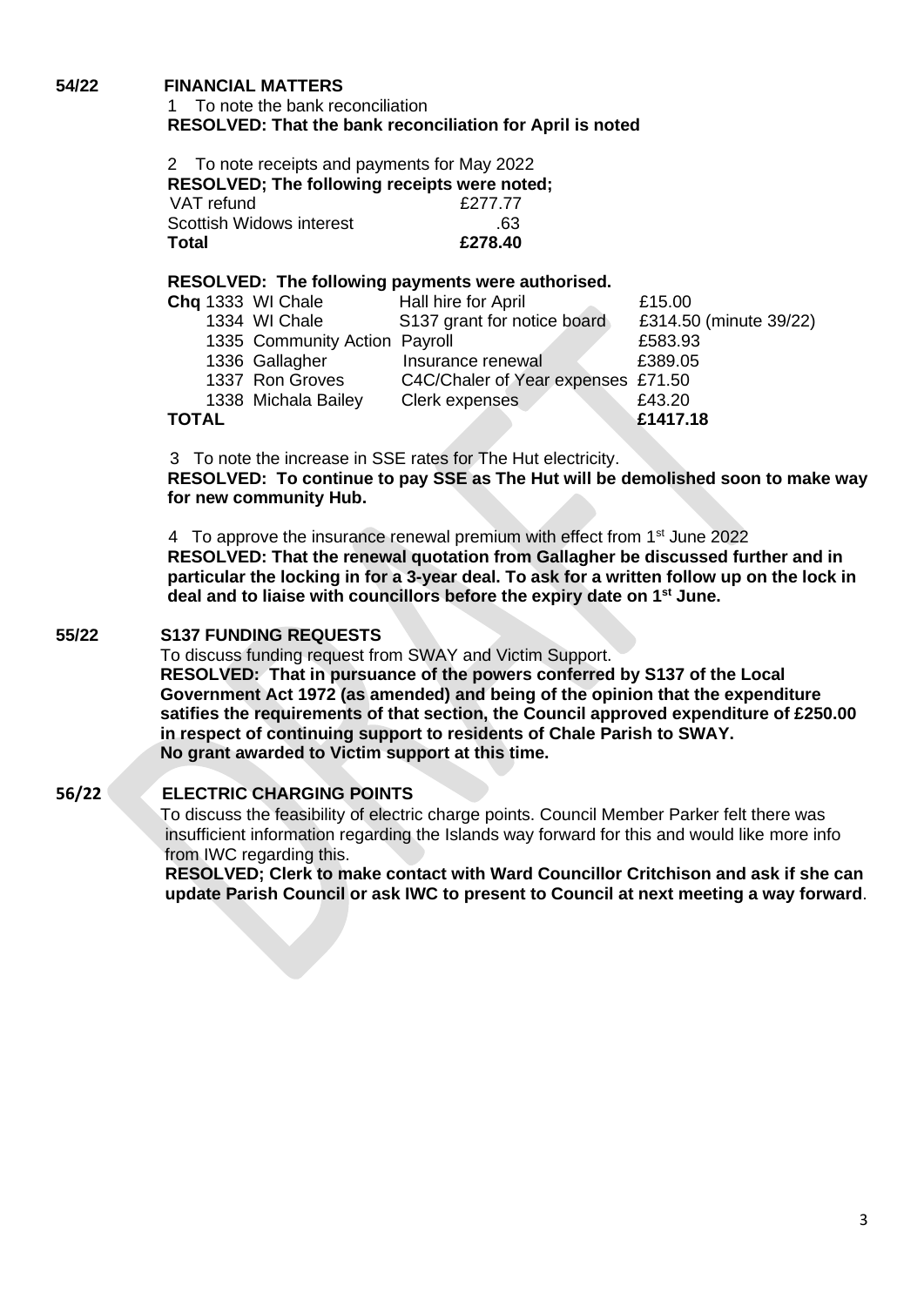## 54/22 FINANCIAL MATTERS

1 To note the bank reconciliation

**RESOLVED: That the bank reconciliation for April is noted**

2 To note receipts and payments for May 2022

**RESOLVED; The following receipts were noted;**

| | |
|---|---|
| VAT refund | £277.77 |
| Scottish Widows interest | .63 |
| **Total** | **£278.40** |

**RESOLVED: The following payments were authorised.**

| | | | |
|---|---|---|---|
| **Chq** 1333 | WI Chale | Hall hire for April | £15.00 |
| 1334 | WI Chale | S137 grant for notice board | £314.50 (minute 39/22) |
| 1335 | Community Action | Payroll | £583.93 |
| 1336 | Gallagher | Insurance renewal | £389.05 |
| 1337 | Ron Groves | C4C/Chaler of Year expenses | £71.50 |
| 1338 | Michala Bailey | Clerk expenses | £43.20 |
| **TOTAL** | | | **£1417.18** |

3 To note the increase in SSE rates for The Hut electricity.

**RESOLVED: To continue to pay SSE as The Hut will be demolished soon to make way for new community Hub.**

4 To approve the insurance renewal premium with effect from 1st June 2022

**RESOLVED: That the renewal quotation from Gallagher be discussed further and in particular the locking in for a 3-year deal. To ask for a written follow up on the lock in deal and to liaise with councillors before the expiry date on 1st June.**

## 55/22 S137 FUNDING REQUESTS

To discuss funding request from SWAY and Victim Support.

**RESOLVED: That in pursuance of the powers conferred by S137 of the Local Government Act 1972 (as amended) and being of the opinion that the expenditure satifies the requirements of that section, the Council approved expenditure of £250.00 in respect of continuing support to residents of Chale Parish to SWAY. No grant awarded to Victim support at this time.**

## 56/22 ELECTRIC CHARGING POINTS

To discuss the feasibility of electric charge points. Council Member Parker felt there was insufficient information regarding the Islands way forward for this and would like more info from IWC regarding this.

**RESOLVED; Clerk to make contact with Ward Councillor Critchison and ask if she can update Parish Council or ask IWC to present to Council at next meeting a way forward**.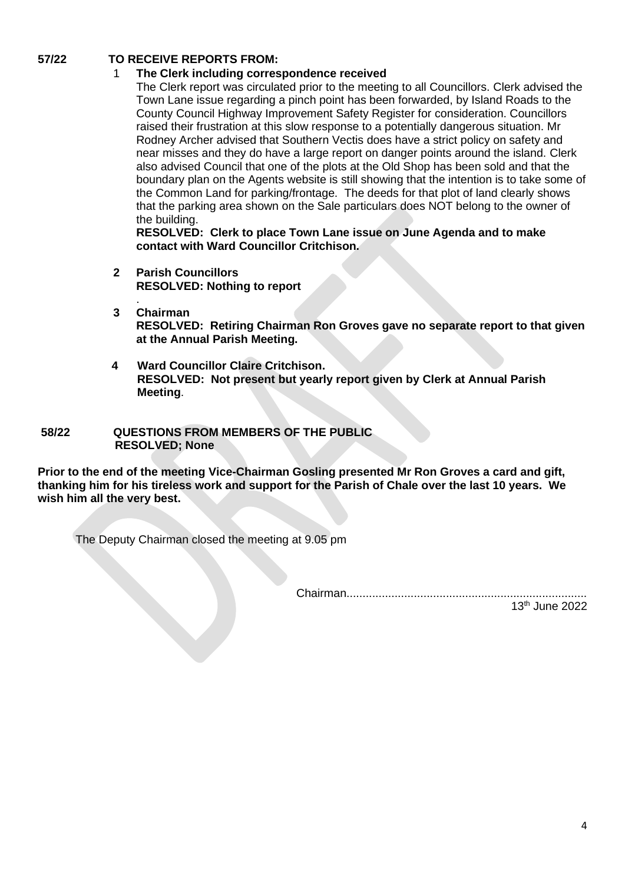**57/22 TO RECEIVE REPORTS FROM:**

1 **The Clerk including correspondence received**

The Clerk report was circulated prior to the meeting to all Councillors. Clerk advised the Town Lane issue regarding a pinch point has been forwarded, by Island Roads to the County Council Highway Improvement Safety Register for consideration. Councillors raised their frustration at this slow response to a potentially dangerous situation. Mr Rodney Archer advised that Southern Vectis does have a strict policy on safety and near misses and they do have a large report on danger points around the island. Clerk also advised Council that one of the plots at the Old Shop has been sold and that the boundary plan on the Agents website is still showing that the intention is to take some of the Common Land for parking/frontage. The deeds for that plot of land clearly shows that the parking area shown on the Sale particulars does NOT belong to the owner of the building.

**RESOLVED: Clerk to place Town Lane issue on June Agenda and to make contact with Ward Councillor Critchison.**

2 **Parish Councillors**
**RESOLVED: Nothing to report**

3 **Chairman**
**RESOLVED: Retiring Chairman Ron Groves gave no separate report to that given at the Annual Parish Meeting.**

4 **Ward Councillor Claire Critchison.**
**RESOLVED: Not present but yearly report given by Clerk at Annual Parish Meeting**.

**58/22 QUESTIONS FROM MEMBERS OF THE PUBLIC**
**RESOLVED; None**

**Prior to the end of the meeting Vice-Chairman Gosling presented Mr Ron Groves a card and gift, thanking him for his tireless work and support for the Parish of Chale over the last 10 years. We wish him all the very best.**

The Deputy Chairman closed the meeting at 9.05 pm

Chairman..........................................................................
13th June 2022